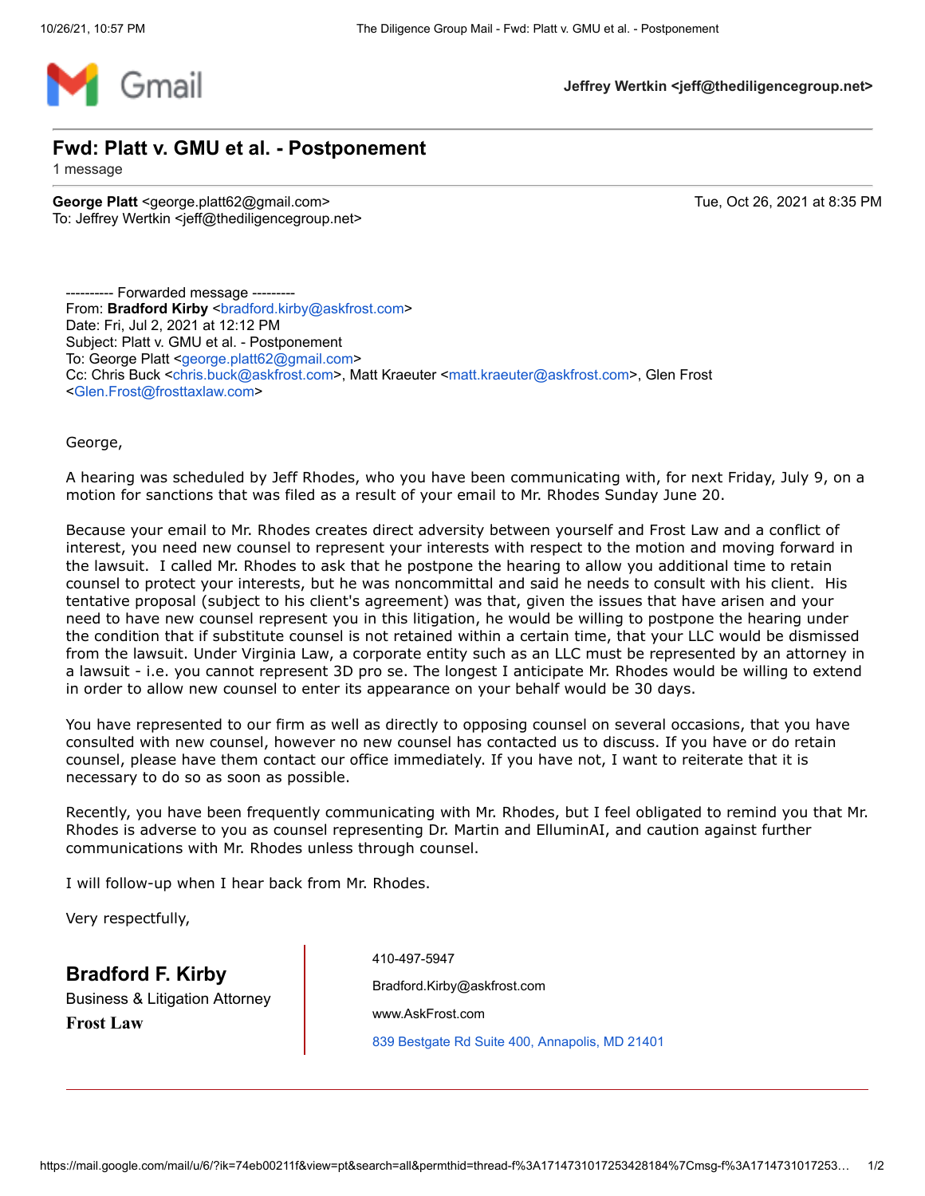Jeffrey Wertkin <jeff@thediligencegroup.net>

# Fwd: Platt v. GMU et al. - Postponement

1 message

**George Platt** <george.platt62@gmail.com>
To: Jeffrey Wertkin <jeff@thediligencegroup.net>

Tue, Oct 26, 2021 at 8:35 PM

---------- Forwarded message ---------
From: **Bradford Kirby** <bradford.kirby@askfrost.com>
Date: Fri, Jul 2, 2021 at 12:12 PM
Subject: Platt v. GMU et al. - Postponement
To: George Platt <george.platt62@gmail.com>
Cc: Chris Buck <chris.buck@askfrost.com>, Matt Kraeuter <matt.kraeuter@askfrost.com>, Glen Frost <Glen.Frost@frosttaxlaw.com>

George,

A hearing was scheduled by Jeff Rhodes, who you have been communicating with, for next Friday, July 9, on a motion for sanctions that was filed as a result of your email to Mr. Rhodes Sunday June 20.

Because your email to Mr. Rhodes creates direct adversity between yourself and Frost Law and a conflict of interest, you need new counsel to represent your interests with respect to the motion and moving forward in the lawsuit. I called Mr. Rhodes to ask that he postpone the hearing to allow you additional time to retain counsel to protect your interests, but he was noncommittal and said he needs to consult with his client. His tentative proposal (subject to his client's agreement) was that, given the issues that have arisen and your need to have new counsel represent you in this litigation, he would be willing to postpone the hearing under the condition that if substitute counsel is not retained within a certain time, that your LLC would be dismissed from the lawsuit. Under Virginia Law, a corporate entity such as an LLC must be represented by an attorney in a lawsuit - i.e. you cannot represent 3D pro se. The longest I anticipate Mr. Rhodes would be willing to extend in order to allow new counsel to enter its appearance on your behalf would be 30 days.

You have represented to our firm as well as directly to opposing counsel on several occasions, that you have consulted with new counsel, however no new counsel has contacted us to discuss. If you have or do retain counsel, please have them contact our office immediately. If you have not, I want to reiterate that it is necessary to do so as soon as possible.

Recently, you have been frequently communicating with Mr. Rhodes, but I feel obligated to remind you that Mr. Rhodes is adverse to you as counsel representing Dr. Martin and ElluminAI, and caution against further communications with Mr. Rhodes unless through counsel.

I will follow-up when I hear back from Mr. Rhodes.

Very respectfully,

**Bradford F. Kirby**
Business & Litigation Attorney
**Frost Law**

410-497-5947
Bradford.Kirby@askfrost.com
www.AskFrost.com
839 Bestgate Rd Suite 400, Annapolis, MD 21401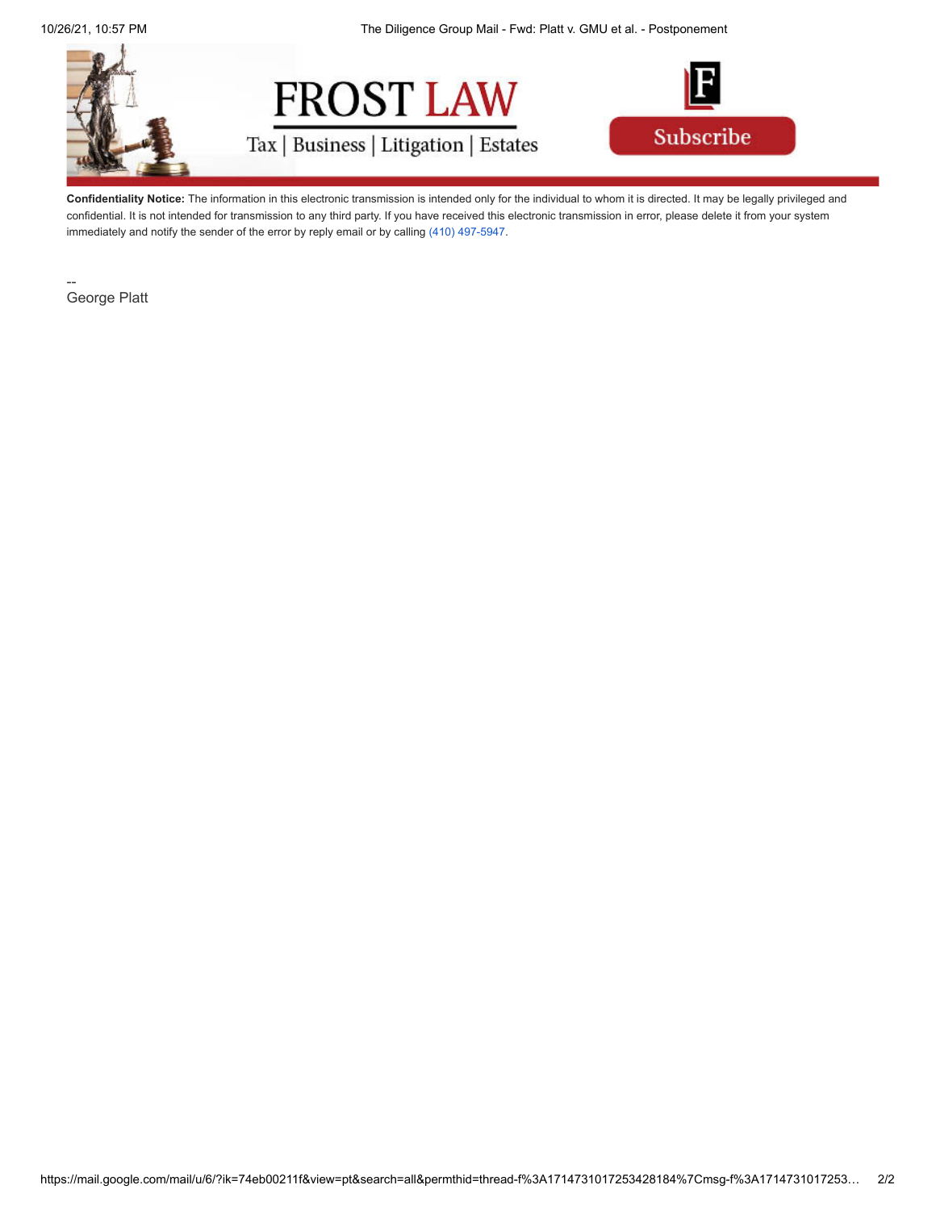FROST LAW

Tax | Business | Litigation | Estates

Subscribe

**Confidentiality Notice:** The information in this electronic transmission is intended only for the individual to whom it is directed. It may be legally privileged and confidential. It is not intended for transmission to any third party. If you have received this electronic transmission in error, please delete it from your system immediately and notify the sender of the error by reply email or by calling (410) 497-5947.

--
George Platt